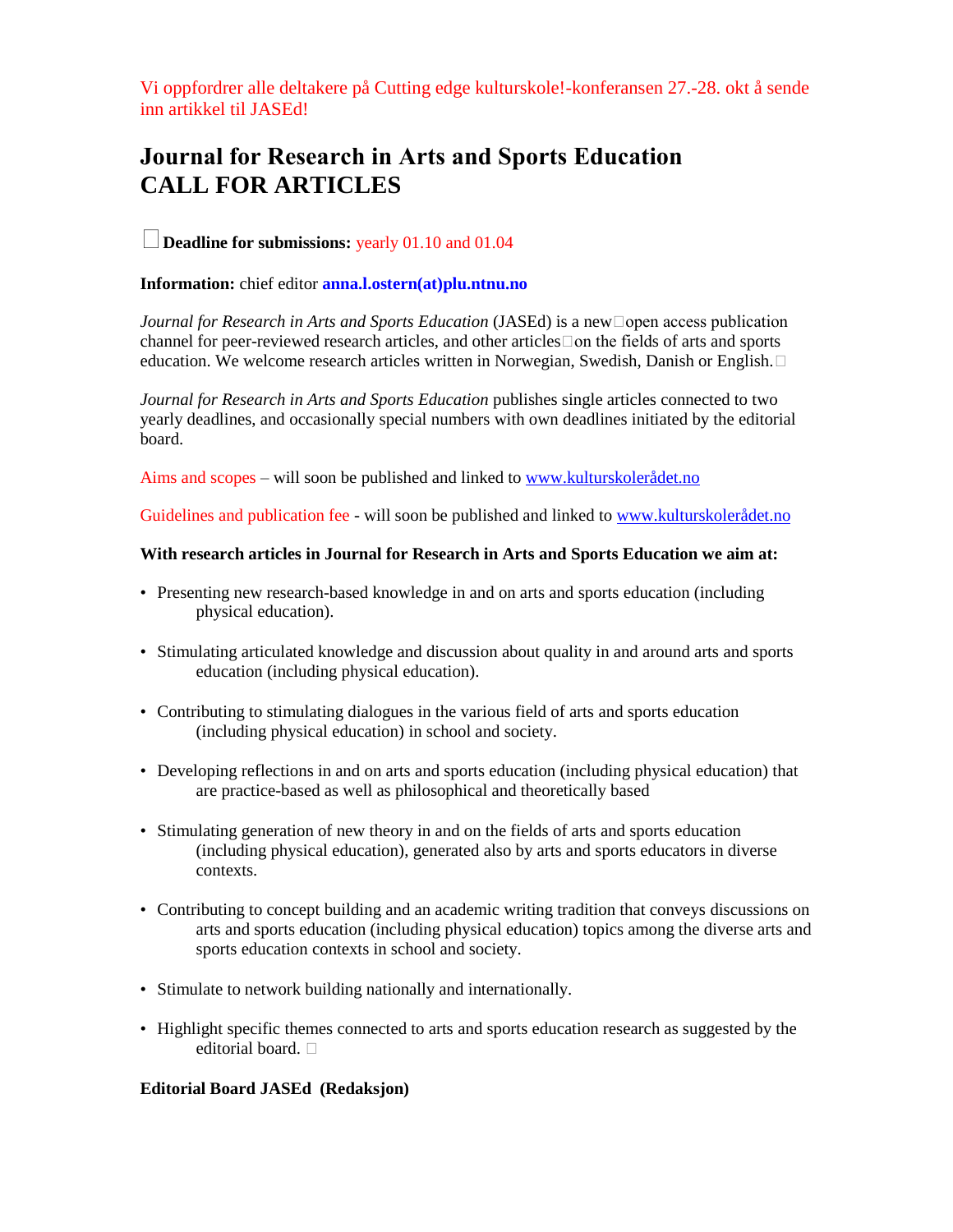Vi oppfordrer alle deltakere på Cutting edge kulturskole!-konferansen 27.-28. okt å sende inn artikkel til JASEd!

# Journal for Research in Arts and Sports Education
# CALL FOR ARTICLES

**Deadline for submissions:** yearly 01.10 and 01.04

**Information:** chief editor **anna.l.ostern(at)plu.ntnu.no**

*Journal for Research in Arts and Sports Education* (JASEd) is a new open access publication channel for peer-reviewed research articles, and other articles on the fields of arts and sports education. We welcome research articles written in Norwegian, Swedish, Danish or English.

*Journal for Research in Arts and Sports Education* publishes single articles connected to two yearly deadlines, and occasionally special numbers with own deadlines initiated by the editorial board.

Aims and scopes – will soon be published and linked to www.kulturskolerådet.no

Guidelines and publication fee - will soon be published and linked to www.kulturskolerådet.no

**With research articles in Journal for Research in Arts and Sports Education we aim at:**

- Presenting new research-based knowledge in and on arts and sports education (including physical education).
- Stimulating articulated knowledge and discussion about quality in and around arts and sports education (including physical education).
- Contributing to stimulating dialogues in the various field of arts and sports education (including physical education) in school and society.
- Developing reflections in and on arts and sports education (including physical education) that are practice-based as well as philosophical and theoretically based
- Stimulating generation of new theory in and on the fields of arts and sports education (including physical education), generated also by arts and sports educators in diverse contexts.
- Contributing to concept building and an academic writing tradition that conveys discussions on arts and sports education (including physical education) topics among the diverse arts and sports education contexts in school and society.
- Stimulate to network building nationally and internationally.
- Highlight specific themes connected to arts and sports education research as suggested by the editorial board.

**Editorial Board JASEd (Redaksjon)**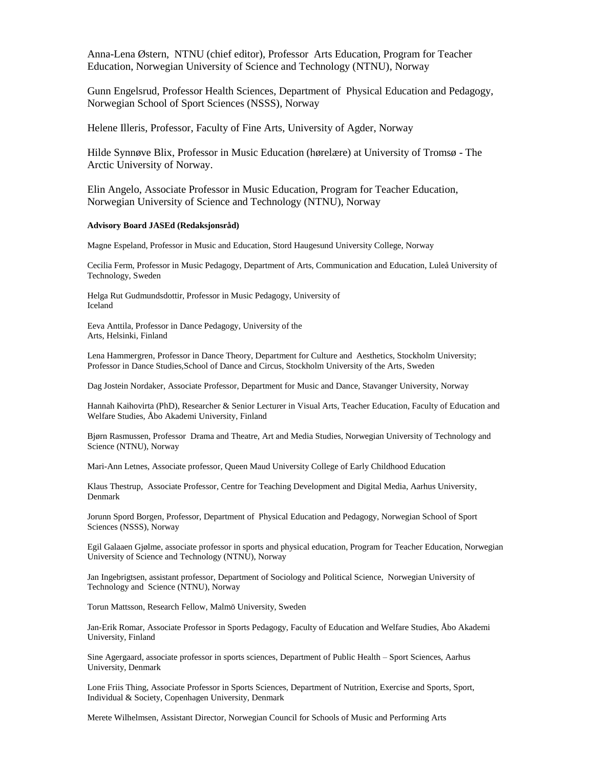Anna-Lena Østern, NTNU (chief editor), Professor Arts Education, Program for Teacher Education, Norwegian University of Science and Technology (NTNU), Norway

Gunn Engelsrud, Professor Health Sciences, Department of Physical Education and Pedagogy, Norwegian School of Sport Sciences (NSSS), Norway

Helene Illeris, Professor, Faculty of Fine Arts, University of Agder, Norway

Hilde Synnøve Blix, Professor in Music Education (hørelære) at University of Tromsø - The Arctic University of Norway.

Elin Angelo, Associate Professor in Music Education, Program for Teacher Education, Norwegian University of Science and Technology (NTNU), Norway

**Advisory Board JASEd (Redaksjonsråd)**

Magne Espeland, Professor in Music and Education, Stord Haugesund University College, Norway

Cecilia Ferm, Professor in Music Pedagogy, Department of Arts, Communication and Education, Luleå University of Technology, Sweden

Helga Rut Gudmundsdottir, Professor in Music Pedagogy, University of Iceland

Eeva Anttila, Professor in Dance Pedagogy, University of the Arts, Helsinki, Finland

Lena Hammergren, Professor in Dance Theory, Department for Culture and Aesthetics, Stockholm University; Professor in Dance Studies,School of Dance and Circus, Stockholm University of the Arts, Sweden

Dag Jostein Nordaker, Associate Professor, Department for Music and Dance, Stavanger University, Norway

Hannah Kaihovirta (PhD), Researcher & Senior Lecturer in Visual Arts, Teacher Education, Faculty of Education and Welfare Studies, Åbo Akademi University, Finland

Bjørn Rasmussen, Professor Drama and Theatre, Art and Media Studies, Norwegian University of Technology and Science (NTNU), Norway

Mari-Ann Letnes, Associate professor, Queen Maud University College of Early Childhood Education

Klaus Thestrup, Associate Professor, Centre for Teaching Development and Digital Media, Aarhus University, Denmark

Jorunn Spord Borgen, Professor, Department of Physical Education and Pedagogy, Norwegian School of Sport Sciences (NSSS), Norway

Egil Galaaen Gjølme, associate professor in sports and physical education, Program for Teacher Education, Norwegian University of Science and Technology (NTNU), Norway

Jan Ingebrigtsen, assistant professor, Department of Sociology and Political Science, Norwegian University of Technology and Science (NTNU), Norway

Torun Mattsson, Research Fellow, Malmö University, Sweden

Jan-Erik Romar, Associate Professor in Sports Pedagogy, Faculty of Education and Welfare Studies, Åbo Akademi University, Finland

Sine Agergaard, associate professor in sports sciences, Department of Public Health – Sport Sciences, Aarhus University, Denmark

Lone Friis Thing, Associate Professor in Sports Sciences, Department of Nutrition, Exercise and Sports, Sport, Individual & Society, Copenhagen University, Denmark

Merete Wilhelmsen, Assistant Director, Norwegian Council for Schools of Music and Performing Arts